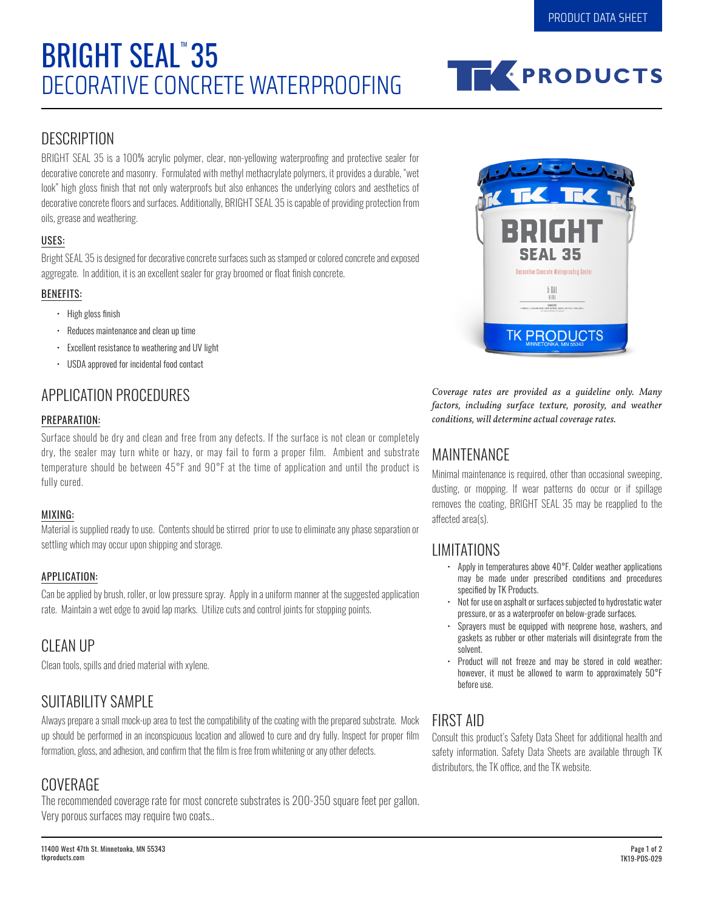PRODUCT DATA SHEET

# BRIGHT SEAL™ 35
# DECORATIVE CONCRETE WATERPROOFING

## DESCRIPTION

BRIGHT SEAL 35 is a 100% acrylic polymer, clear, non-yellowing waterproofing and protective sealer for decorative concrete and masonry. Formulated with methyl methacrylate polymers, it provides a durable, "wet look" high gloss finish that not only waterproofs but also enhances the underlying colors and aesthetics of decorative concrete floors and surfaces. Additionally, BRIGHT SEAL 35 is capable of providing protection from oils, grease and weathering.

### USES:

Bright SEAL 35 is designed for decorative concrete surfaces such as stamped or colored concrete and exposed aggregate. In addition, it is an excellent sealer for gray broomed or float finish concrete.

### BENEFITS:

- High gloss finish
- Reduces maintenance and clean up time
- Excellent resistance to weathering and UV light
- USDA approved for incidental food contact

## APPLICATION PROCEDURES

### PREPARATION:

Surface should be dry and clean and free from any defects. If the surface is not clean or completely dry, the sealer may turn white or hazy, or may fail to form a proper film. Ambient and substrate temperature should be between 45°F and 90°F at the time of application and until the product is fully cured.

### MIXING:

Material is supplied ready to use. Contents should be stirred prior to use to eliminate any phase separation or settling which may occur upon shipping and storage.

### APPLICATION:

Can be applied by brush, roller, or low pressure spray. Apply in a uniform manner at the suggested application rate. Maintain a wet edge to avoid lap marks. Utilize cuts and control joints for stopping points.

## CLEAN UP

Clean tools, spills and dried material with xylene.

## SUITABILITY SAMPLE

Always prepare a small mock-up area to test the compatibility of the coating with the prepared substrate. Mock up should be performed in an inconspicuous location and allowed to cure and dry fully. Inspect for proper film formation, gloss, and adhesion, and confirm that the film is free from whitening or any other defects.

## COVERAGE

The recommended coverage rate for most concrete substrates is 200-350 square feet per gallon. Very porous surfaces may require two coats..

*Coverage rates are provided as a guideline only. Many factors, including surface texture, porosity, and weather conditions, will determine actual coverage rates.*

## MAINTENANCE

Minimal maintenance is required, other than occasional sweeping, dusting, or mopping. If wear patterns do occur or if spillage removes the coating, BRIGHT SEAL 35 may be reapplied to the affected area(s).

## LIMITATIONS

- Apply in temperatures above 40°F. Colder weather applications may be made under prescribed conditions and procedures specified by TK Products.
- Not for use on asphalt or surfaces subjected to hydrostatic water pressure, or as a waterproofer on below-grade surfaces.
- Sprayers must be equipped with neoprene hose, washers, and gaskets as rubber or other materials will disintegrate from the solvent.
- Product will not freeze and may be stored in cold weather; however, it must be allowed to warm to approximately 50°F before use.

## FIRST AID

Consult this product's Safety Data Sheet for additional health and safety information. Safety Data Sheets are available through TK distributors, the TK office, and the TK website.

11400 West 47th St. Minnetonka, MN 55343
tkproducts.com

TK19-PDS-029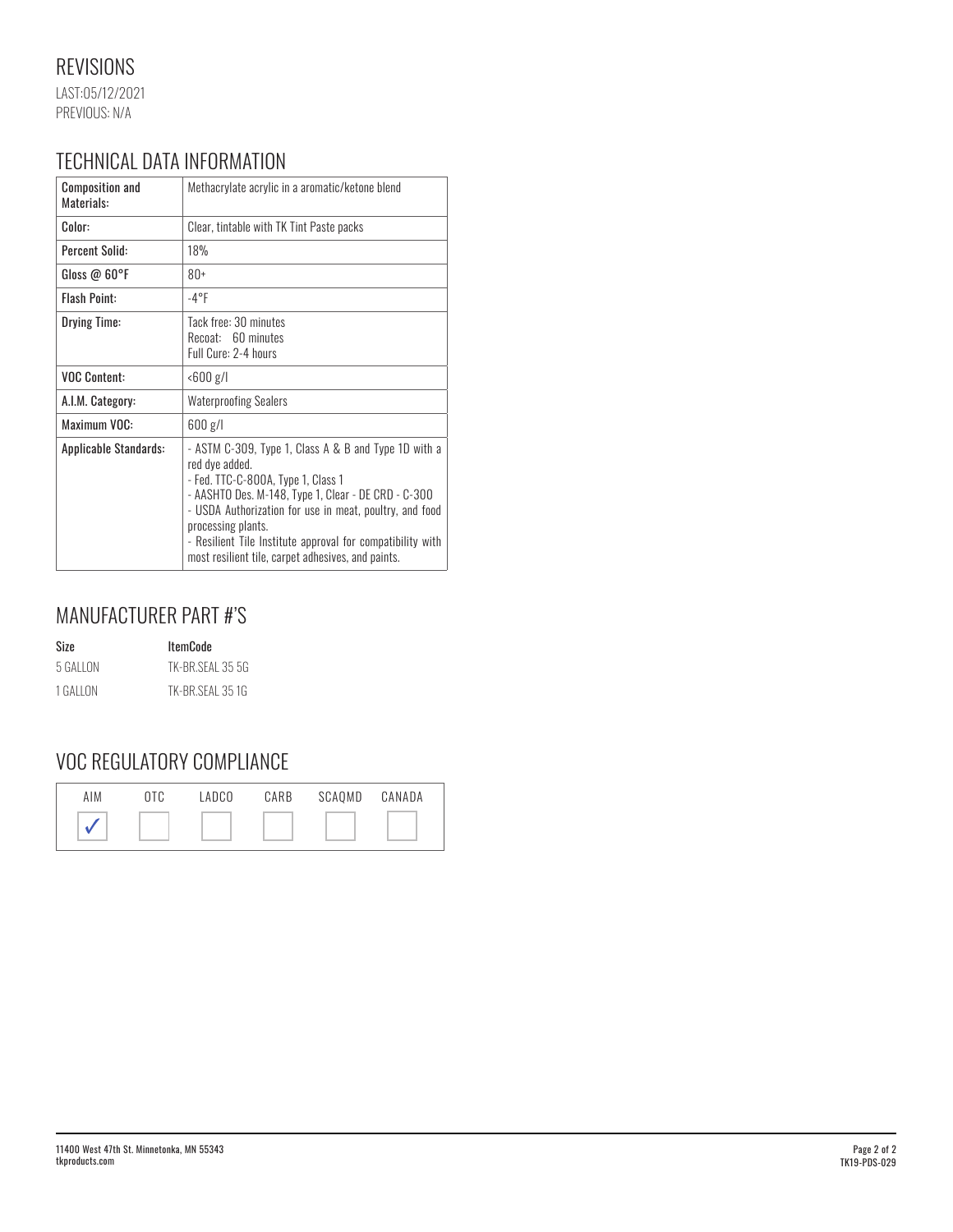## REVISIONS

LAST:05/12/2021
PREVIOUS: N/A

## TECHNICAL DATA INFORMATION

| | |
|---|---|
| **Composition and Materials:** | Methacrylate acrylic in a aromatic/ketone blend |
| **Color:** | Clear, tintable with TK Tint Paste packs |
| **Percent Solid:** | 18% |
| **Gloss @ 60°F** | 80+ |
| **Flash Point:** | -4°F |
| **Drying Time:** | Tack free: 30 minutes<br>Recoat: 60 minutes<br>Full Cure: 2-4 hours |
| **VOC Content:** | <600 g/l |
| **A.I.M. Category:** | Waterproofing Sealers |
| **Maximum VOC:** | 600 g/l |
| **Applicable Standards:** | - ASTM C-309, Type 1, Class A & B and Type 1D with a red dye added.<br>- Fed. TTC-C-800A, Type 1, Class 1<br>- AASHTO Des. M-148, Type 1, Clear - DE CRD - C-300<br>- USDA Authorization for use in meat, poultry, and food processing plants.<br>- Resilient Tile Institute approval for compatibility with most resilient tile, carpet adhesives, and paints. |

## MANUFACTURER PART #'S

| Size | ItemCode |
|---|---|
| 5 GALLON | TK-BR.SEAL 35 5G |
| 1 GALLON | TK-BR.SEAL 35 1G |

## VOC REGULATORY COMPLIANCE

| AIM | OTC | LADCO | CARB | SCAQMD | CANADA |
|---|---|---|---|---|---|
| ✓ | | | | | |

11400 West 47th St. Minnetonka, MN 55343
tkproducts.com

TK19-PDS-029